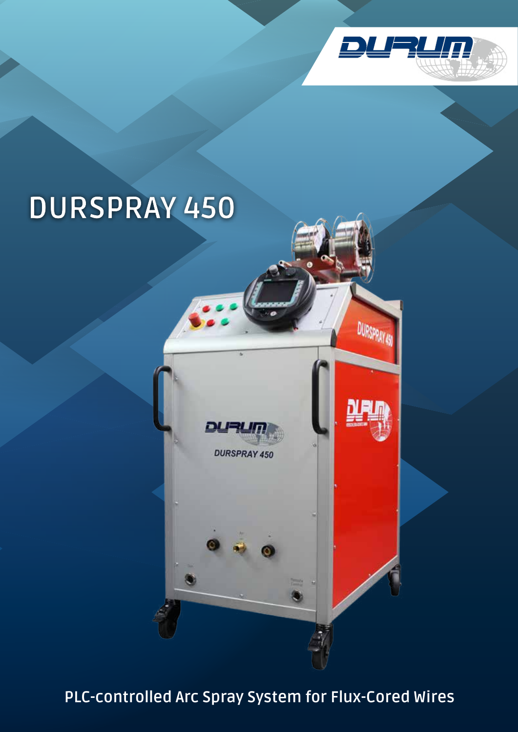# DURSPRAY 450

PLC-controlled Arc Spray System for Flux-Cored Wires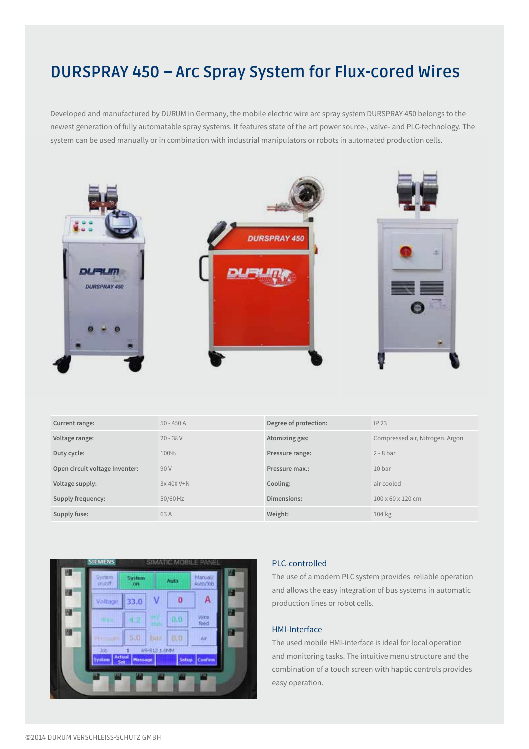# DURSPRAY 450 – Arc Spray System for Flux-cored Wires

Developed and manufactured by DURUM in Germany, the mobile electric wire arc spray system DURSPRAY 450 belongs to the newest generation of fully automatable spray systems. It features state of the art power source-, valve- and PLC-technology. The system can be used manually or in combination with industrial manipulators or robots in automated production cells.

| Current range: | 50 - 450 A | Degree of protection: | IP 23 |
|---|---|---|---|
| Voltage range: | 20 - 38 V | Atomizing gas: | Compressed air, Nitrogen, Argon |
| Duty cycle: | 100% | Pressure range: | 2 - 8 bar |
| Open circuit voltage Inverter: | 90 V | Pressure max.: | 10 bar |
| Voltage supply: | 3x 400 V+N | Cooling: | air cooled |
| Supply frequency: | 50/60 Hz | Dimensions: | 100 x 60 x 120 cm |
| Supply fuse: | 63 A | Weight: | 104 kg |

## PLC-controlled

The use of a modern PLC system provides reliable operation and allows the easy integration of bus systems in automatic production lines or robot cells.

## HMI-Interface

The used mobile HMI-interface is ideal for local operation and monitoring tasks. The intuitive menu structure and the combination of a touch screen with haptic controls provides easy operation.

©2014 DURUM VERSCHLEISS-SCHUTZ GMBH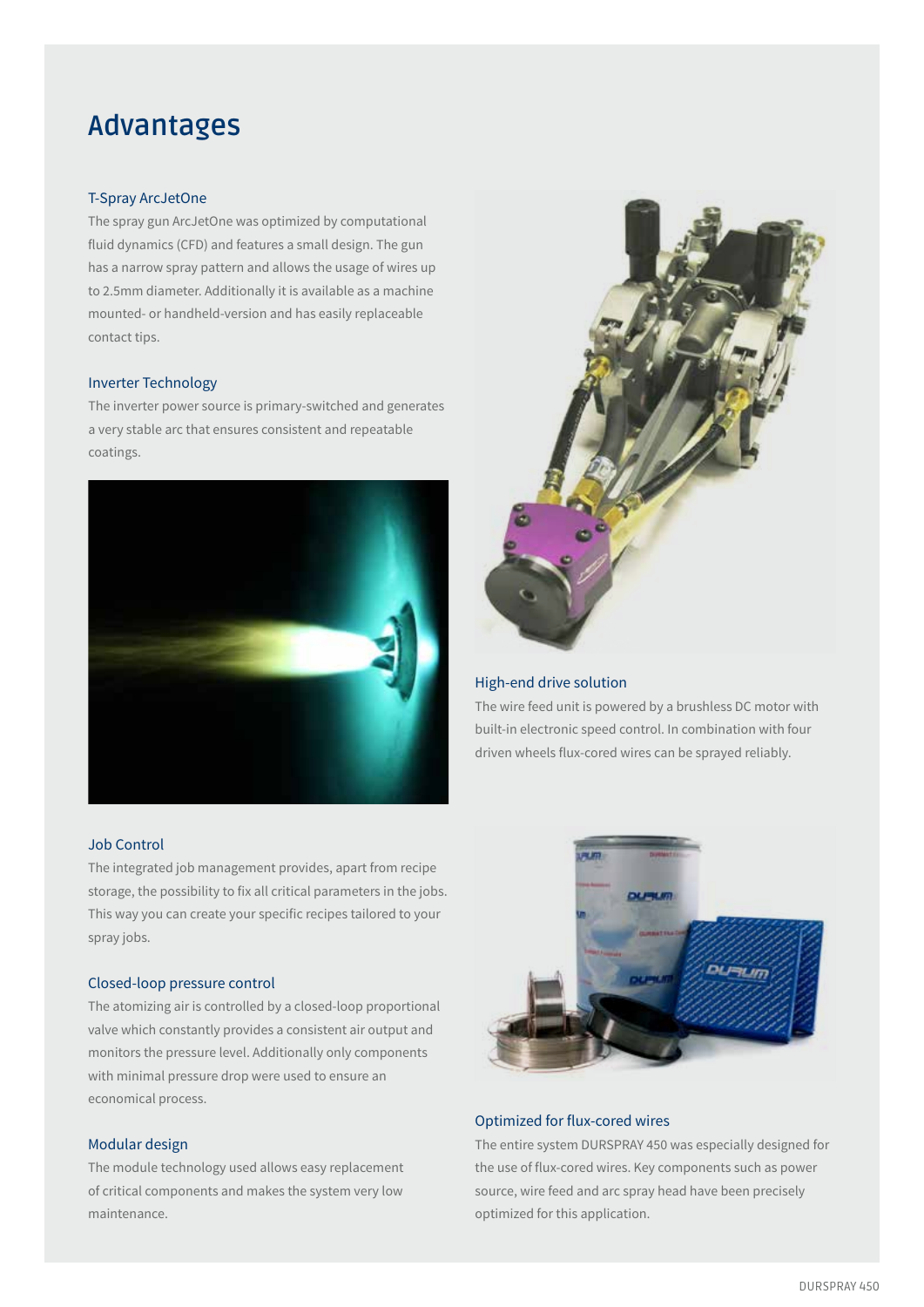# Advantages

### T-Spray ArcJetOne

The spray gun ArcJetOne was optimized by computational fluid dynamics (CFD) and features a small design. The gun has a narrow spray pattern and allows the usage of wires up to 2.5mm diameter. Additionally it is available as a machine mounted- or handheld-version and has easily replaceable contact tips.

### Inverter Technology

The inverter power source is primary-switched and generates a very stable arc that ensures consistent and repeatable coatings.

### High-end drive solution

The wire feed unit is powered by a brushless DC motor with built-in electronic speed control. In combination with four driven wheels flux-cored wires can be sprayed reliably.

### Job Control

The integrated job management provides, apart from recipe storage, the possibility to fix all critical parameters in the jobs. This way you can create your specific recipes tailored to your spray jobs.

### Closed-loop pressure control

The atomizing air is controlled by a closed-loop proportional valve which constantly provides a consistent air output and monitors the pressure level. Additionally only components with minimal pressure drop were used to ensure an economical process.

### Modular design

The module technology used allows easy replacement of critical components and makes the system very low maintenance.

### Optimized for flux-cored wires

The entire system DURSPRAY 450 was especially designed for the use of flux-cored wires. Key components such as power source, wire feed and arc spray head have been precisely optimized for this application.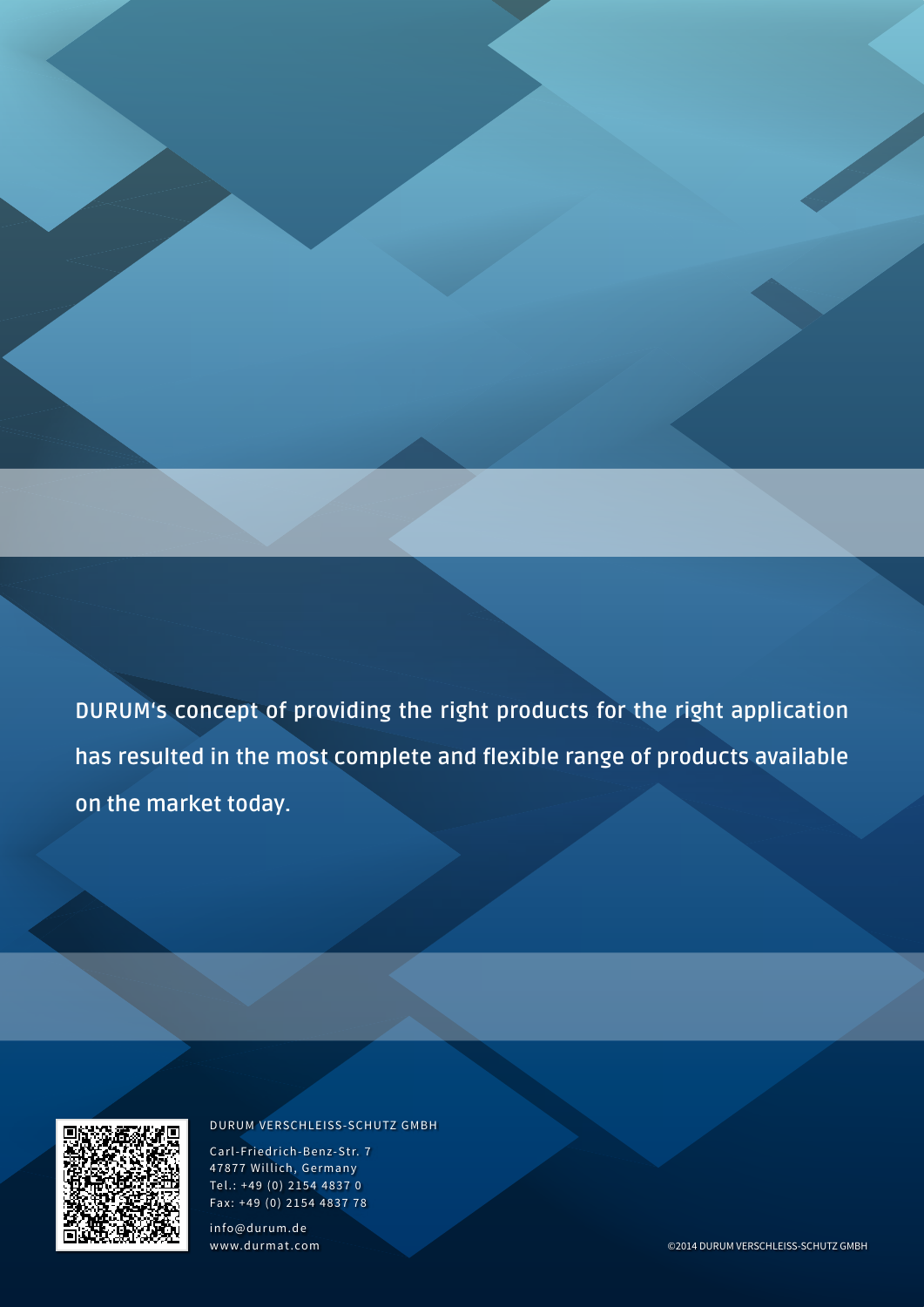DURUM's concept of providing the right products for the right application has resulted in the most complete and flexible range of products available on the market today.

DURUM VERSCHLEISS-SCHUTZ GMBH

Carl-Friedrich-Benz-Str. 7
47877 Willich, Germany
Tel.: +49 (0) 2154 4837 0
Fax: +49 (0) 2154 4837 78

info@durum.de
www.durmat.com

©2014 DURUM VERSCHLEISS-SCHUTZ GMBH